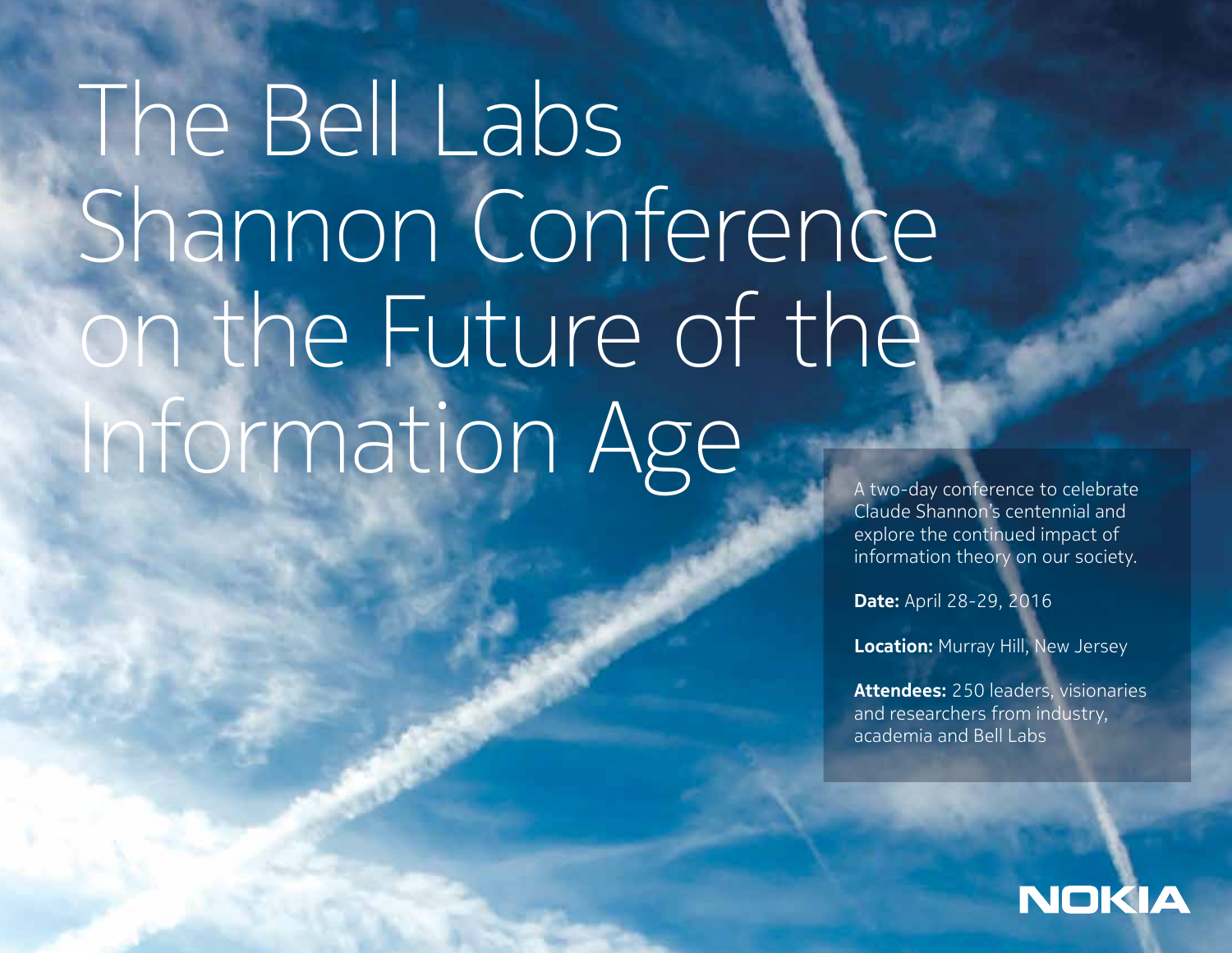# The Bell Labs Shannon Conference on the Future of the Information Age

A two-day conference to celebrate Claude Shannon's centennial and explore the continued impact of information theory on our society.

**Date:** April 28-29, 2016

**Location:** Murray Hill, New Jersey

**Attendees:** 250 leaders, visionaries and researchers from industry, academia and Bell Labs

NOKIA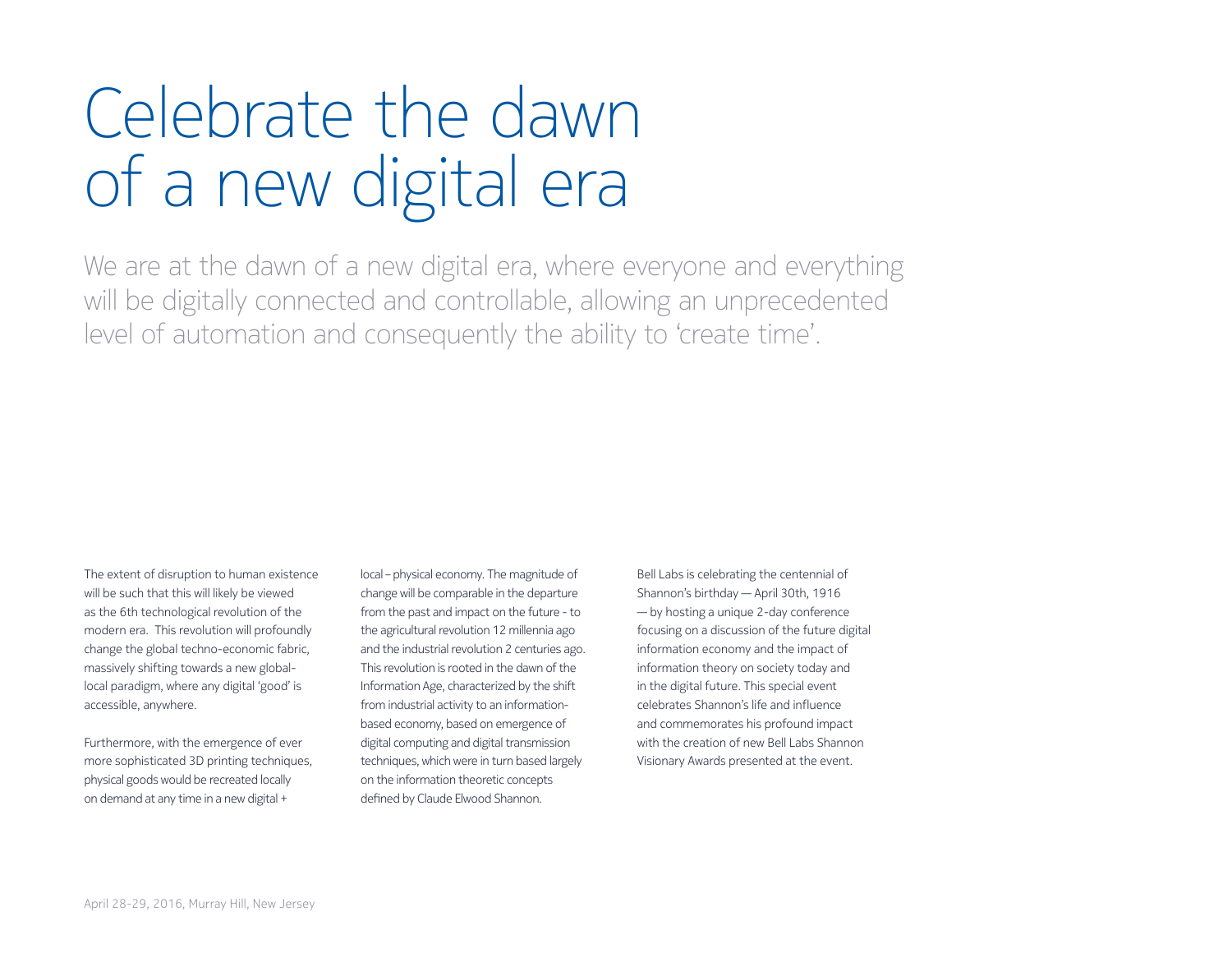# Celebrate the dawn of a new digital era

We are at the dawn of a new digital era, where everyone and everything will be digitally connected and controllable, allowing an unprecedented level of automation and consequently the ability to 'create time'.

The extent of disruption to human existence will be such that this will likely be viewed as the 6th technological revolution of the modern era. This revolution will profoundly change the global techno-economic fabric, massively shifting towards a new global-local paradigm, where any digital 'good' is accessible, anywhere.

Furthermore, with the emergence of ever more sophisticated 3D printing techniques, physical goods would be recreated locally on demand at any time in a new digital + local – physical economy. The magnitude of change will be comparable in the departure from the past and impact on the future - to the agricultural revolution 12 millennia ago and the industrial revolution 2 centuries ago. This revolution is rooted in the dawn of the Information Age, characterized by the shift from industrial activity to an information-based economy, based on emergence of digital computing and digital transmission techniques, which were in turn based largely on the information theoretic concepts defined by Claude Elwood Shannon.

Bell Labs is celebrating the centennial of Shannon's birthday — April 30th, 1916 — by hosting a unique 2-day conference focusing on a discussion of the future digital information economy and the impact of information theory on society today and in the digital future. This special event celebrates Shannon's life and influence and commemorates his profound impact with the creation of new Bell Labs Shannon Visionary Awards presented at the event.

April 28-29, 2016, Murray Hill, New Jersey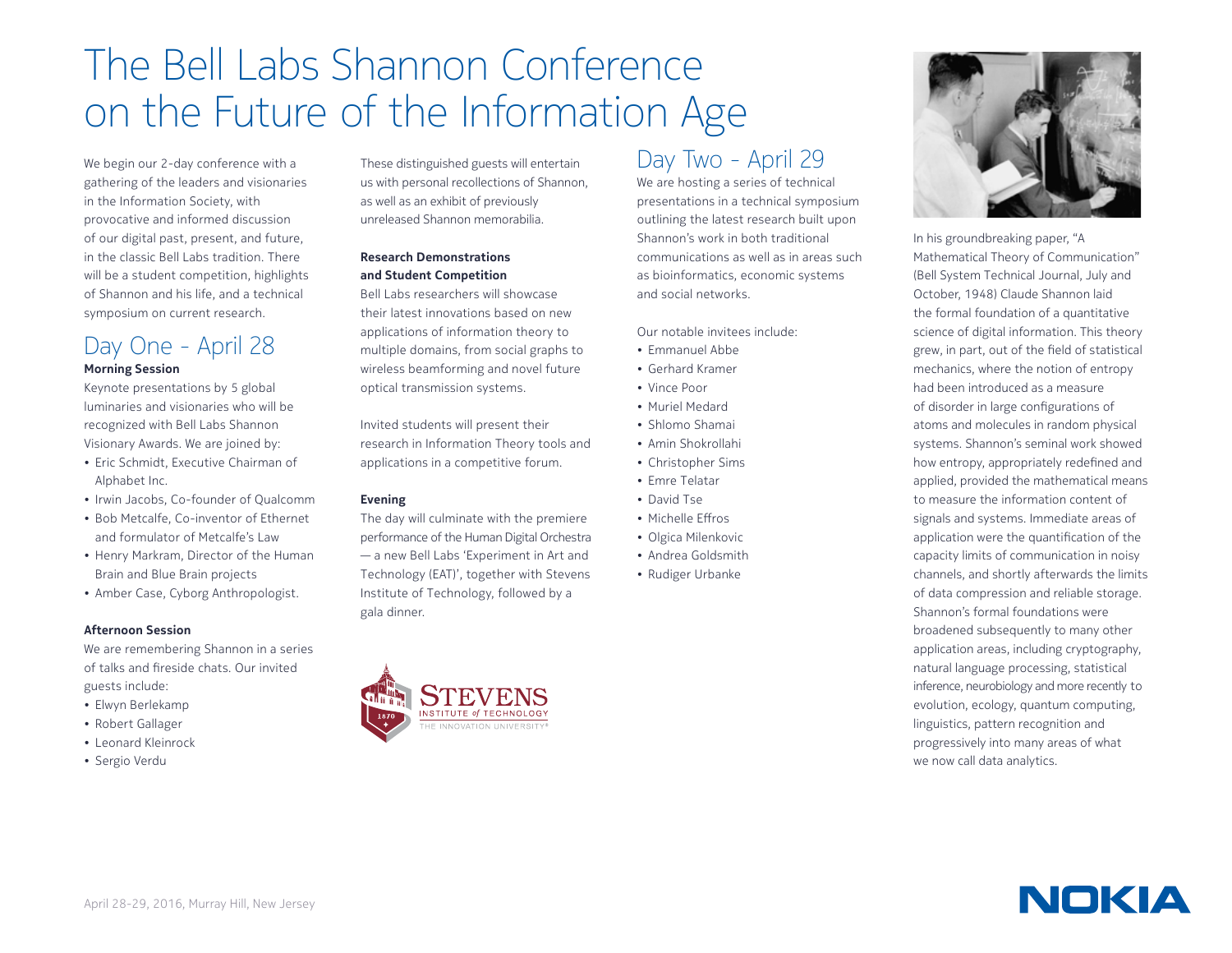# The Bell Labs Shannon Conference on the Future of the Information Age

We begin our 2-day conference with a gathering of the leaders and visionaries in the Information Society, with provocative and informed discussion of our digital past, present, and future, in the classic Bell Labs tradition. There will be a student competition, highlights of Shannon and his life, and a technical symposium on current research.

## Day One - April 28

**Morning Session**

Keynote presentations by 5 global luminaries and visionaries who will be recognized with Bell Labs Shannon Visionary Awards. We are joined by:

- Eric Schmidt, Executive Chairman of Alphabet Inc.
- Irwin Jacobs, Co-founder of Qualcomm
- Bob Metcalfe, Co-inventor of Ethernet and formulator of Metcalfe's Law
- Henry Markram, Director of the Human Brain and Blue Brain projects
- Amber Case, Cyborg Anthropologist.

**Afternoon Session**

We are remembering Shannon in a series of talks and fireside chats. Our invited guests include:

- Elwyn Berlekamp
- Robert Gallager
- Leonard Kleinrock
- Sergio Verdu

These distinguished guests will entertain us with personal recollections of Shannon, as well as an exhibit of previously unreleased Shannon memorabilia.

**Research Demonstrations and Student Competition**

Bell Labs researchers will showcase their latest innovations based on new applications of information theory to multiple domains, from social graphs to wireless beamforming and novel future optical transmission systems.

Invited students will present their research in Information Theory tools and applications in a competitive forum.

**Evening**

The day will culminate with the premiere performance of the Human Digital Orchestra — a new Bell Labs 'Experiment in Art and Technology (EAT)', together with Stevens Institute of Technology, followed by a gala dinner.

STEVENS INSTITUTE of TECHNOLOGY THE INNOVATION UNIVERSITY®

## Day Two - April 29

We are hosting a series of technical presentations in a technical symposium outlining the latest research built upon Shannon's work in both traditional communications as well as in areas such as bioinformatics, economic systems and social networks.

Our notable invitees include:

- Emmanuel Abbe
- Gerhard Kramer
- Vince Poor
- Muriel Medard
- Shlomo Shamai
- Amin Shokrollahi
- Christopher Sims
- Emre Telatar
- David Tse
- Michelle Effros
- Olgica Milenkovic
- Andrea Goldsmith
- Rudiger Urbanke

In his groundbreaking paper, "A Mathematical Theory of Communication" (Bell System Technical Journal, July and October, 1948) Claude Shannon laid the formal foundation of a quantitative science of digital information. This theory grew, in part, out of the field of statistical mechanics, where the notion of entropy had been introduced as a measure of disorder in large configurations of atoms and molecules in random physical systems. Shannon's seminal work showed how entropy, appropriately redefined and applied, provided the mathematical means to measure the information content of signals and systems. Immediate areas of application were the quantification of the capacity limits of communication in noisy channels, and shortly afterwards the limits of data compression and reliable storage. Shannon's formal foundations were broadened subsequently to many other application areas, including cryptography, natural language processing, statistical inference, neurobiology and more recently to evolution, ecology, quantum computing, linguistics, pattern recognition and progressively into many areas of what we now call data analytics.

April 28-29, 2016, Murray Hill, New Jersey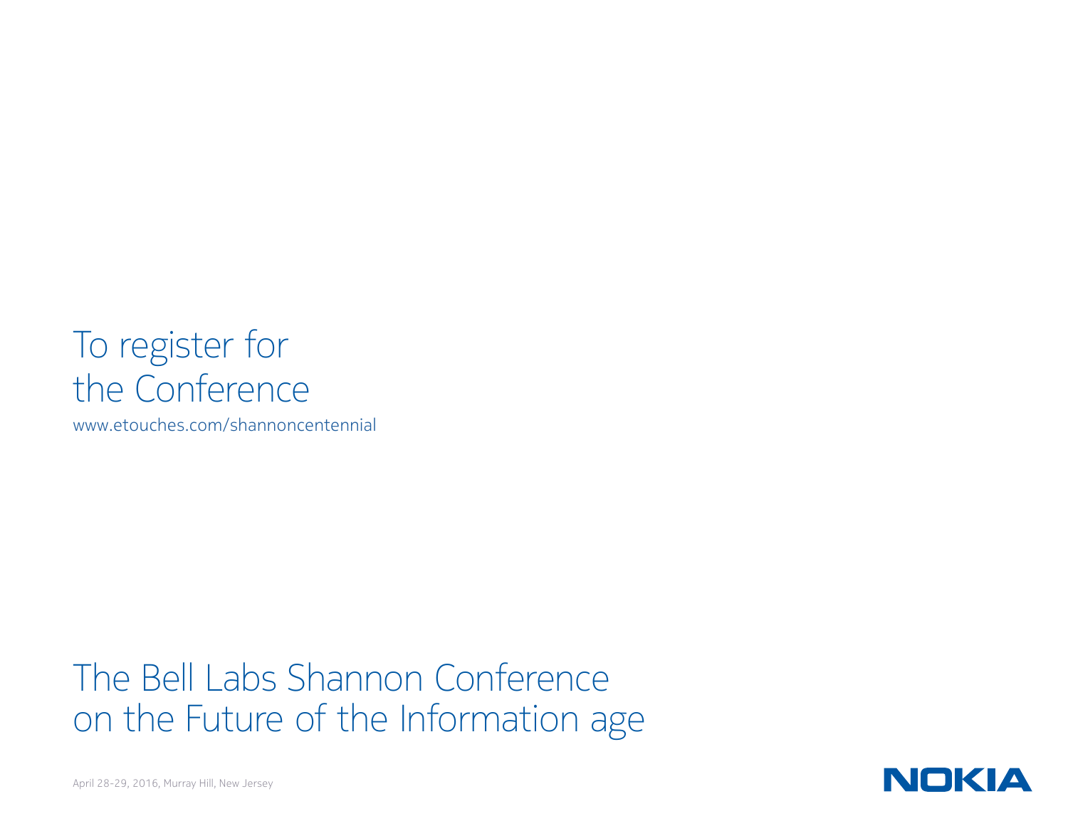# To register for the Conference

www.etouches.com/shannoncentennial

# The Bell Labs Shannon Conference on the Future of the Information age

April 28-29, 2016, Murray Hill, New Jersey

NOKIA